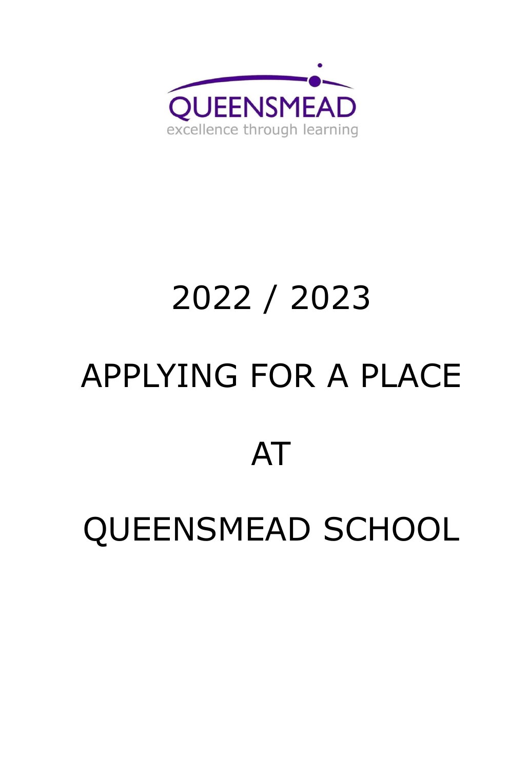QUEENSMEAD

excellence through learning

# 2022 / 2023

# APPLYING FOR A PLACE

# AT

# QUEENSMEAD SCHOOL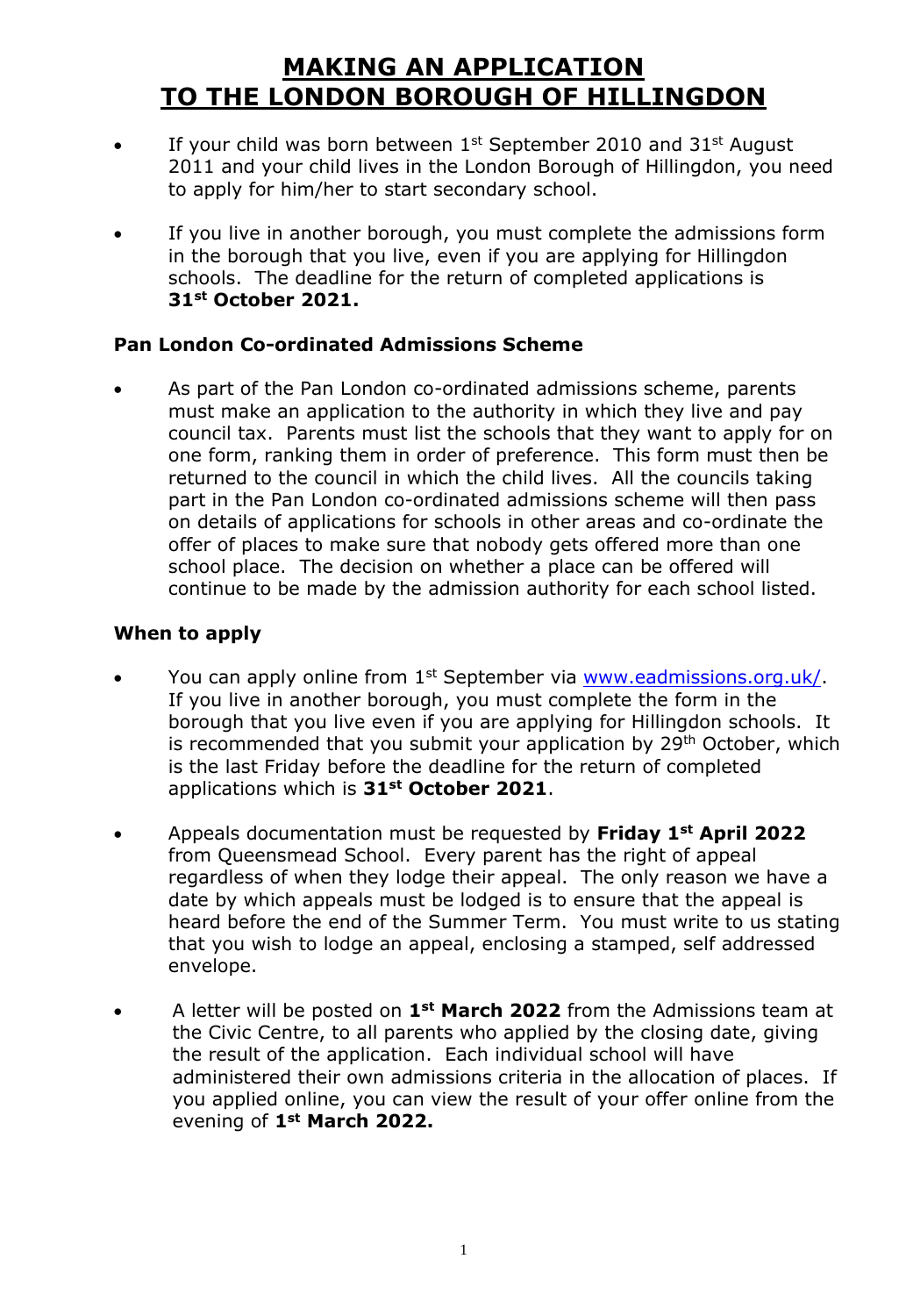# MAKING AN APPLICATION TO THE LONDON BOROUGH OF HILLINGDON

- If your child was born between 1st September 2010 and 31st August 2011 and your child lives in the London Borough of Hillingdon, you need to apply for him/her to start secondary school.
- If you live in another borough, you must complete the admissions form in the borough that you live, even if you are applying for Hillingdon schools. The deadline for the return of completed applications is **31st October 2021.**

### Pan London Co-ordinated Admissions Scheme

- As part of the Pan London co-ordinated admissions scheme, parents must make an application to the authority in which they live and pay council tax. Parents must list the schools that they want to apply for on one form, ranking them in order of preference. This form must then be returned to the council in which the child lives. All the councils taking part in the Pan London co-ordinated admissions scheme will then pass on details of applications for schools in other areas and co-ordinate the offer of places to make sure that nobody gets offered more than one school place. The decision on whether a place can be offered will continue to be made by the admission authority for each school listed.

### When to apply

- You can apply online from 1st September via www.eadmissions.org.uk/. If you live in another borough, you must complete the form in the borough that you live even if you are applying for Hillingdon schools. It is recommended that you submit your application by 29th October, which is the last Friday before the deadline for the return of completed applications which is **31st October 2021**.
- Appeals documentation must be requested by **Friday 1st April 2022** from Queensmead School. Every parent has the right of appeal regardless of when they lodge their appeal. The only reason we have a date by which appeals must be lodged is to ensure that the appeal is heard before the end of the Summer Term. You must write to us stating that you wish to lodge an appeal, enclosing a stamped, self addressed envelope.
- A letter will be posted on **1st March 2022** from the Admissions team at the Civic Centre, to all parents who applied by the closing date, giving the result of the application. Each individual school will have administered their own admissions criteria in the allocation of places. If you applied online, you can view the result of your offer online from the evening of **1st March 2022.**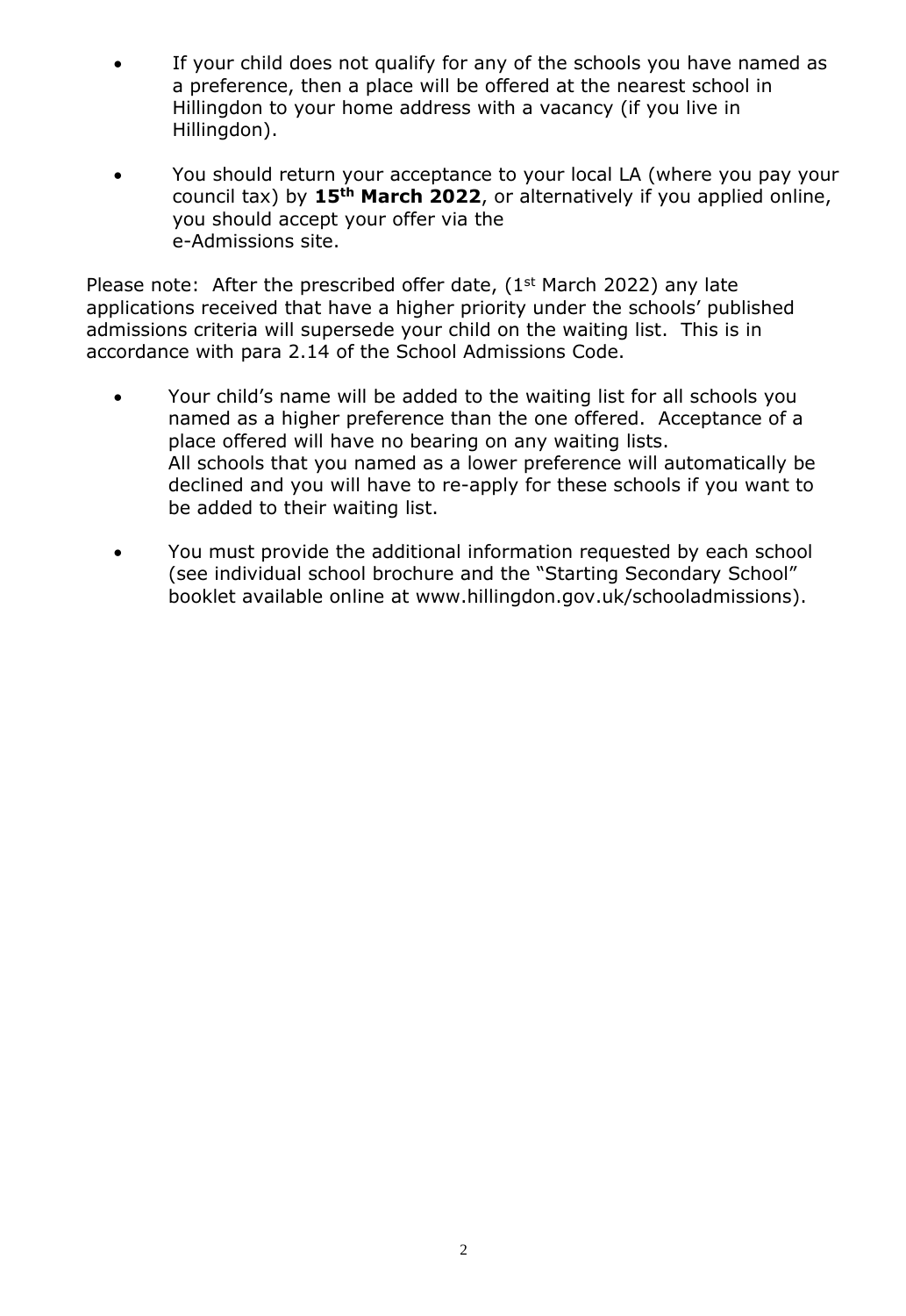- If your child does not qualify for any of the schools you have named as a preference, then a place will be offered at the nearest school in Hillingdon to your home address with a vacancy (if you live in Hillingdon).

- You should return your acceptance to your local LA (where you pay your council tax) by **15th March 2022**, or alternatively if you applied online, you should accept your offer via the e-Admissions site.

Please note: After the prescribed offer date, (1st March 2022) any late applications received that have a higher priority under the schools' published admissions criteria will supersede your child on the waiting list. This is in accordance with para 2.14 of the School Admissions Code.

- Your child's name will be added to the waiting list for all schools you named as a higher preference than the one offered. Acceptance of a place offered will have no bearing on any waiting lists.
  All schools that you named as a lower preference will automatically be declined and you will have to re-apply for these schools if you want to be added to their waiting list.

- You must provide the additional information requested by each school (see individual school brochure and the "Starting Secondary School" booklet available online at www.hillingdon.gov.uk/schooladmissions).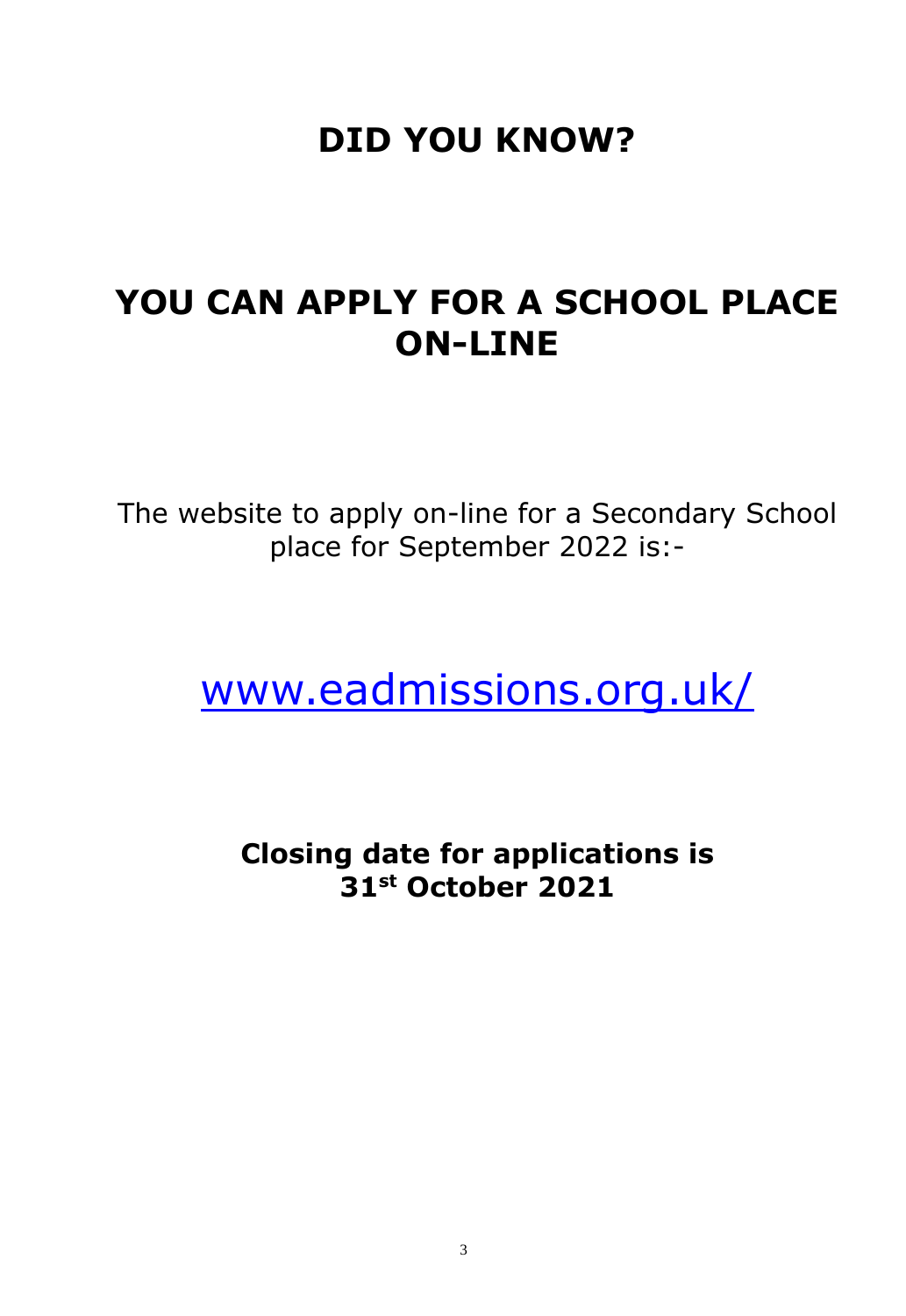# DID YOU KNOW?

# YOU CAN APPLY FOR A SCHOOL PLACE ON-LINE

The website to apply on-line for a Secondary School place for September 2022 is:-

www.eadmissions.org.uk/

**Closing date for applications is 31st October 2021**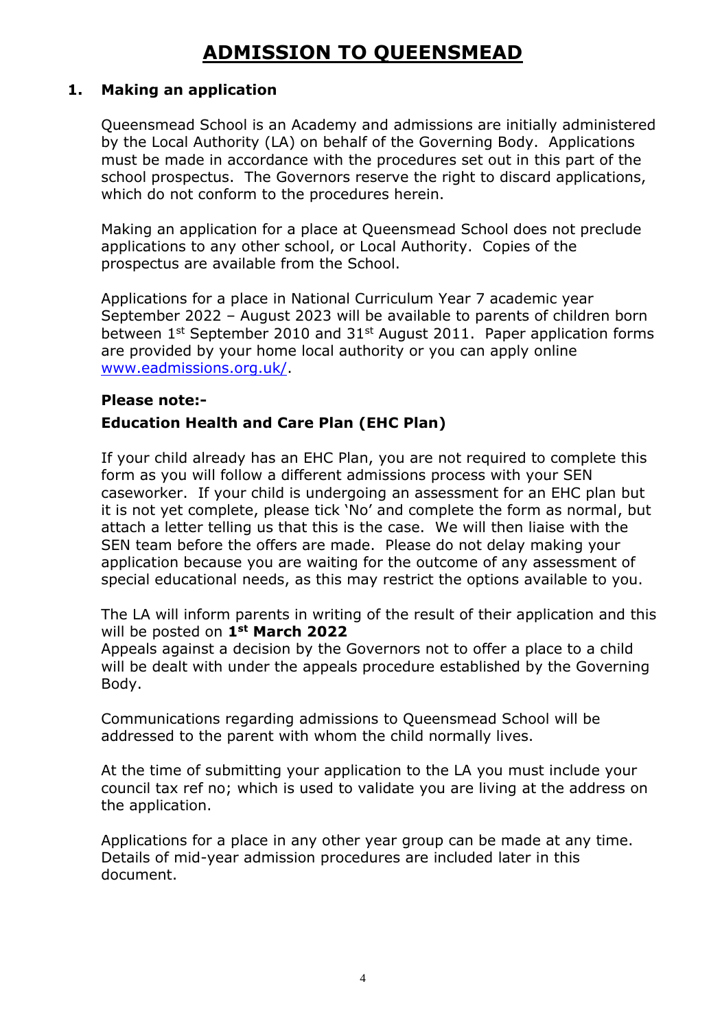# ADMISSION TO QUEENSMEAD

## 1. Making an application

Queensmead School is an Academy and admissions are initially administered by the Local Authority (LA) on behalf of the Governing Body. Applications must be made in accordance with the procedures set out in this part of the school prospectus. The Governors reserve the right to discard applications, which do not conform to the procedures herein.

Making an application for a place at Queensmead School does not preclude applications to any other school, or Local Authority. Copies of the prospectus are available from the School.

Applications for a place in National Curriculum Year 7 academic year September 2022 – August 2023 will be available to parents of children born between 1st September 2010 and 31st August 2011. Paper application forms are provided by your home local authority or you can apply online www.eadmissions.org.uk/.

**Please note:-**

**Education Health and Care Plan (EHC Plan)**

If your child already has an EHC Plan, you are not required to complete this form as you will follow a different admissions process with your SEN caseworker. If your child is undergoing an assessment for an EHC plan but it is not yet complete, please tick 'No' and complete the form as normal, but attach a letter telling us that this is the case. We will then liaise with the SEN team before the offers are made. Please do not delay making your application because you are waiting for the outcome of any assessment of special educational needs, as this may restrict the options available to you.

The LA will inform parents in writing of the result of their application and this will be posted on **1st March 2022**
Appeals against a decision by the Governors not to offer a place to a child will be dealt with under the appeals procedure established by the Governing Body.

Communications regarding admissions to Queensmead School will be addressed to the parent with whom the child normally lives.

At the time of submitting your application to the LA you must include your council tax ref no; which is used to validate you are living at the address on the application.

Applications for a place in any other year group can be made at any time. Details of mid-year admission procedures are included later in this document.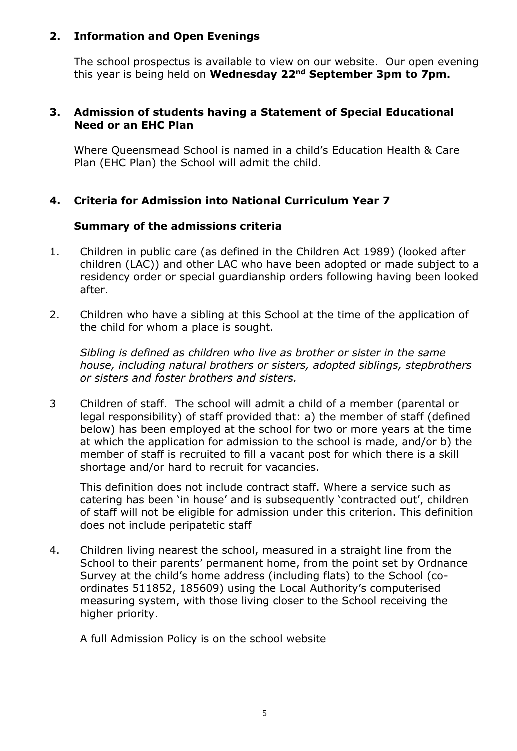## 2. Information and Open Evenings

The school prospectus is available to view on our website. Our open evening this year is being held on **Wednesday 22nd September 3pm to 7pm.**

## 3. Admission of students having a Statement of Special Educational Need or an EHC Plan

Where Queensmead School is named in a child's Education Health & Care Plan (EHC Plan) the School will admit the child.

## 4. Criteria for Admission into National Curriculum Year 7

### Summary of the admissions criteria

1. Children in public care (as defined in the Children Act 1989) (looked after children (LAC)) and other LAC who have been adopted or made subject to a residency order or special guardianship orders following having been looked after.

2. Children who have a sibling at this School at the time of the application of the child for whom a place is sought.

   *Sibling is defined as children who live as brother or sister in the same house, including natural brothers or sisters, adopted siblings, stepbrothers or sisters and foster brothers and sisters.*

3. Children of staff. The school will admit a child of a member (parental or legal responsibility) of staff provided that: a) the member of staff (defined below) has been employed at the school for two or more years at the time at which the application for admission to the school is made, and/or b) the member of staff is recruited to fill a vacant post for which there is a skill shortage and/or hard to recruit for vacancies.

   This definition does not include contract staff. Where a service such as catering has been 'in house' and is subsequently 'contracted out', children of staff will not be eligible for admission under this criterion. This definition does not include peripatetic staff

4. Children living nearest the school, measured in a straight line from the School to their parents' permanent home, from the point set by Ordnance Survey at the child's home address (including flats) to the School (co-ordinates 511852, 185609) using the Local Authority's computerised measuring system, with those living closer to the School receiving the higher priority.

   A full Admission Policy is on the school website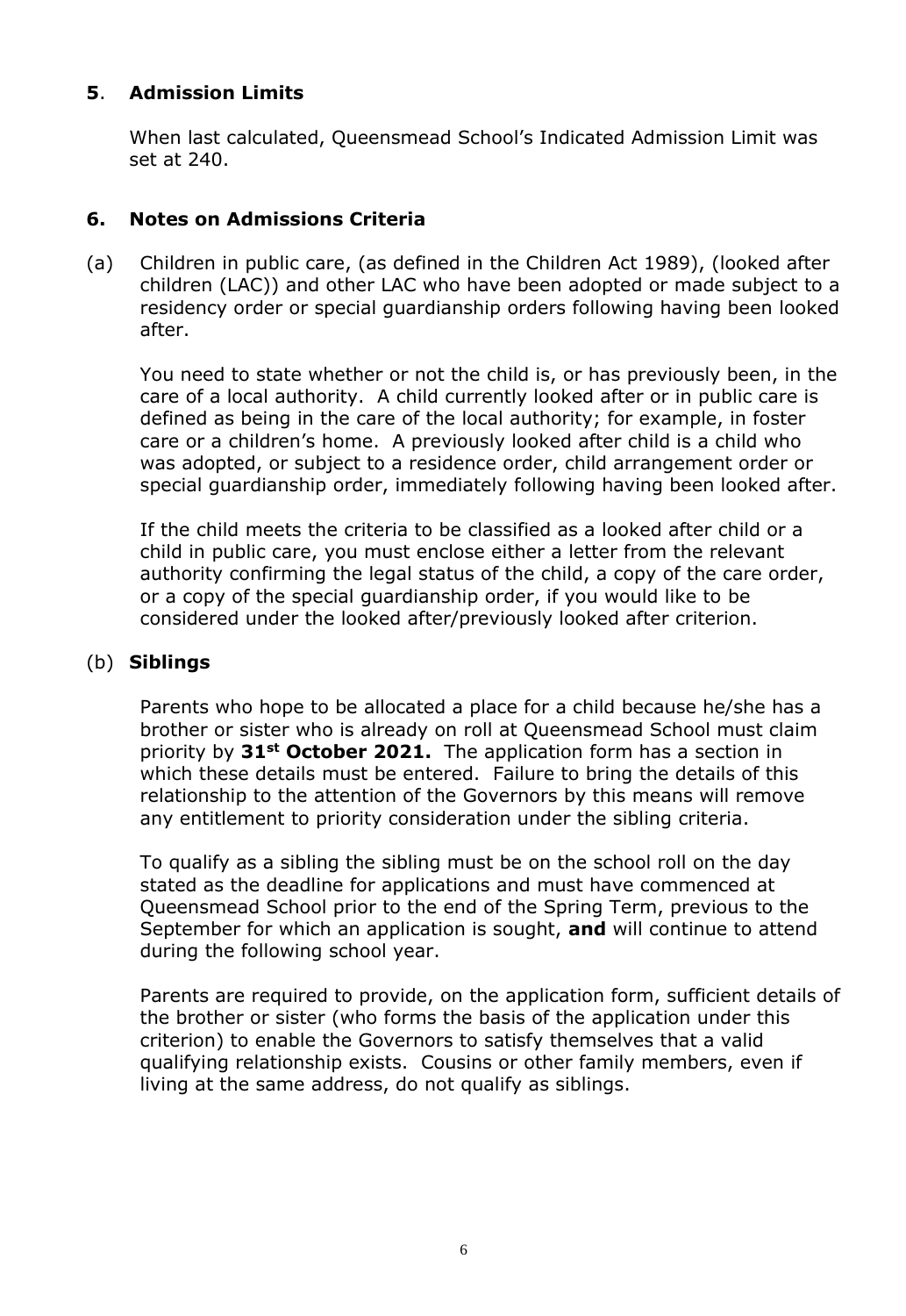## 5. Admission Limits

When last calculated, Queensmead School's Indicated Admission Limit was set at 240.

## 6. Notes on Admissions Criteria

(a) Children in public care, (as defined in the Children Act 1989), (looked after children (LAC)) and other LAC who have been adopted or made subject to a residency order or special guardianship orders following having been looked after.

You need to state whether or not the child is, or has previously been, in the care of a local authority. A child currently looked after or in public care is defined as being in the care of the local authority; for example, in foster care or a children's home. A previously looked after child is a child who was adopted, or subject to a residence order, child arrangement order or special guardianship order, immediately following having been looked after.

If the child meets the criteria to be classified as a looked after child or a child in public care, you must enclose either a letter from the relevant authority confirming the legal status of the child, a copy of the care order, or a copy of the special guardianship order, if you would like to be considered under the looked after/previously looked after criterion.

(b) **Siblings**

Parents who hope to be allocated a place for a child because he/she has a brother or sister who is already on roll at Queensmead School must claim priority by **31st October 2021.** The application form has a section in which these details must be entered. Failure to bring the details of this relationship to the attention of the Governors by this means will remove any entitlement to priority consideration under the sibling criteria.

To qualify as a sibling the sibling must be on the school roll on the day stated as the deadline for applications and must have commenced at Queensmead School prior to the end of the Spring Term, previous to the September for which an application is sought, **and** will continue to attend during the following school year.

Parents are required to provide, on the application form, sufficient details of the brother or sister (who forms the basis of the application under this criterion) to enable the Governors to satisfy themselves that a valid qualifying relationship exists. Cousins or other family members, even if living at the same address, do not qualify as siblings.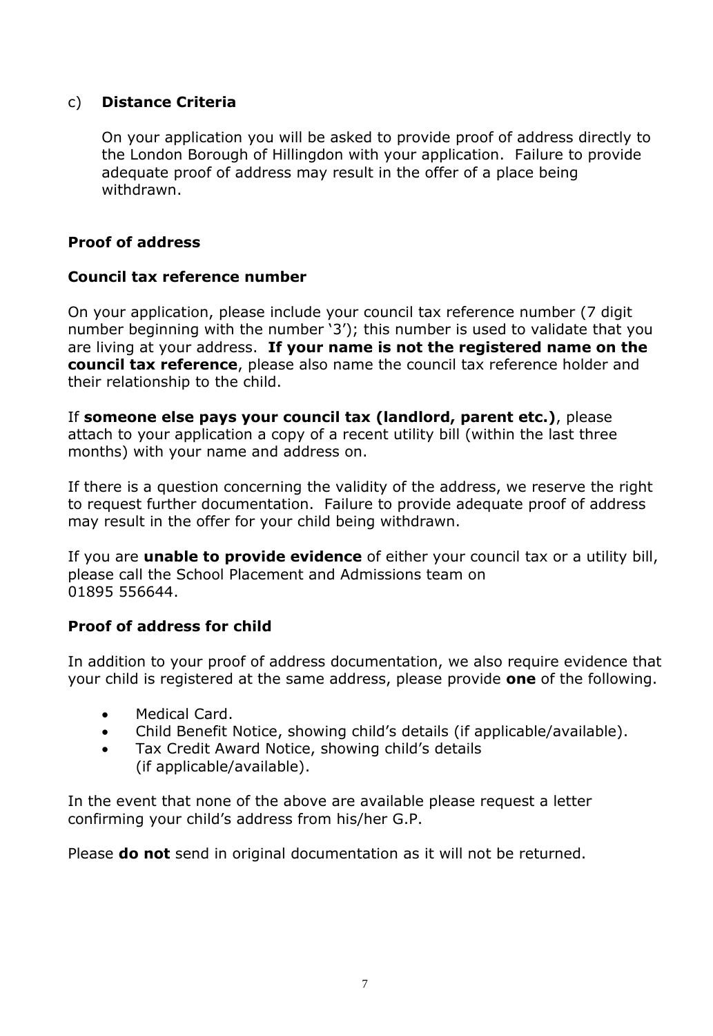c) **Distance Criteria**

On your application you will be asked to provide proof of address directly to the London Borough of Hillingdon with your application. Failure to provide adequate proof of address may result in the offer of a place being withdrawn.

**Proof of address**

**Council tax reference number**

On your application, please include your council tax reference number (7 digit number beginning with the number '3'); this number is used to validate that you are living at your address. **If your name is not the registered name on the council tax reference**, please also name the council tax reference holder and their relationship to the child.

If **someone else pays your council tax (landlord, parent etc.)**, please attach to your application a copy of a recent utility bill (within the last three months) with your name and address on.

If there is a question concerning the validity of the address, we reserve the right to request further documentation. Failure to provide adequate proof of address may result in the offer for your child being withdrawn.

If you are **unable to provide evidence** of either your council tax or a utility bill, please call the School Placement and Admissions team on 01895 556644.

**Proof of address for child**

In addition to your proof of address documentation, we also require evidence that your child is registered at the same address, please provide **one** of the following.

- Medical Card.
- Child Benefit Notice, showing child's details (if applicable/available).
- Tax Credit Award Notice, showing child's details (if applicable/available).

In the event that none of the above are available please request a letter confirming your child's address from his/her G.P.

Please **do not** send in original documentation as it will not be returned.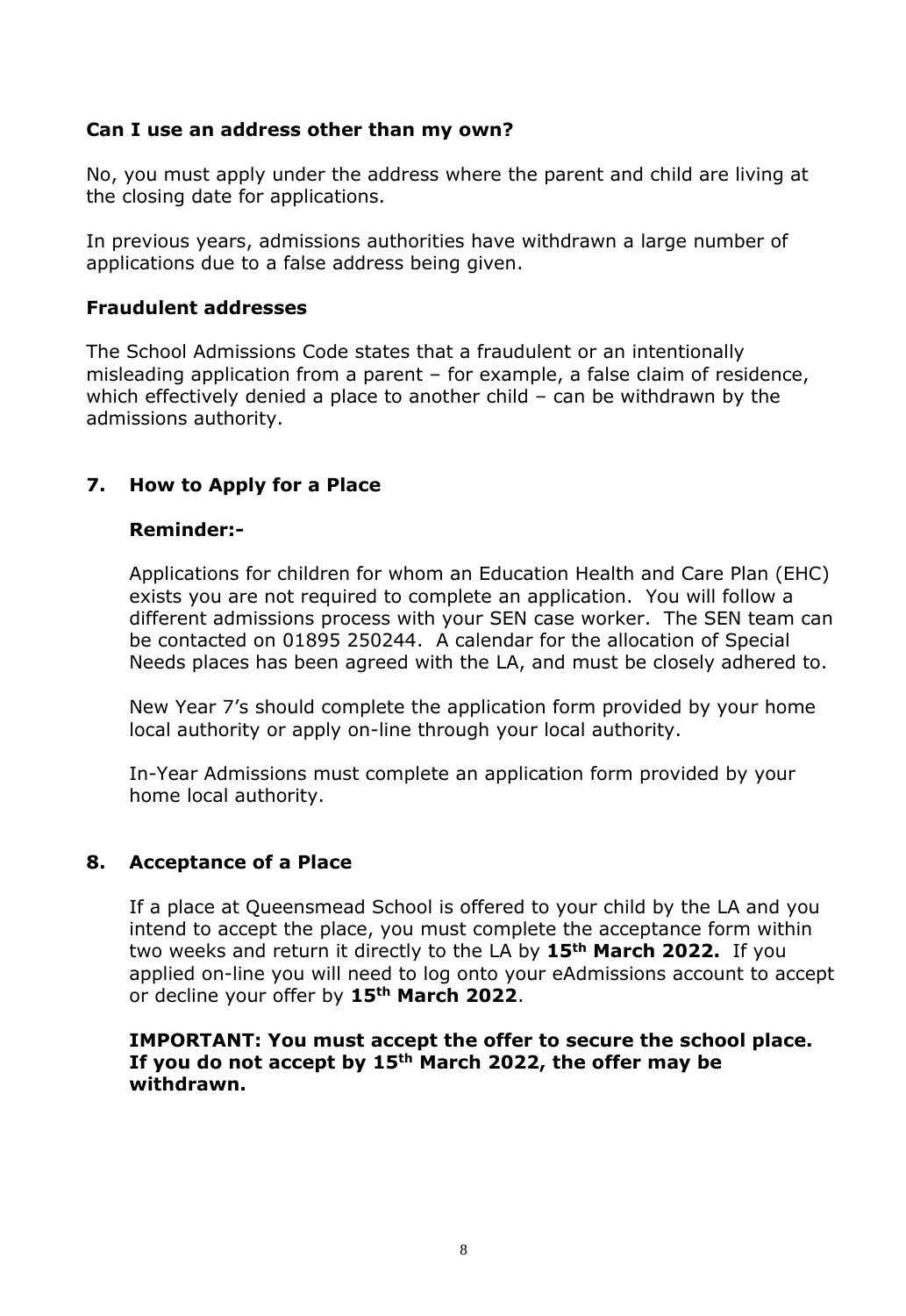**Can I use an address other than my own?**

No, you must apply under the address where the parent and child are living at the closing date for applications.

In previous years, admissions authorities have withdrawn a large number of applications due to a false address being given.

**Fraudulent addresses**

The School Admissions Code states that a fraudulent or an intentionally misleading application from a parent – for example, a false claim of residence, which effectively denied a place to another child – can be withdrawn by the admissions authority.

## 7. How to Apply for a Place

**Reminder:-**

Applications for children for whom an Education Health and Care Plan (EHC) exists you are not required to complete an application. You will follow a different admissions process with your SEN case worker. The SEN team can be contacted on 01895 250244. A calendar for the allocation of Special Needs places has been agreed with the LA, and must be closely adhered to.

New Year 7's should complete the application form provided by your home local authority or apply on-line through your local authority.

In-Year Admissions must complete an application form provided by your home local authority.

## 8. Acceptance of a Place

If a place at Queensmead School is offered to your child by the LA and you intend to accept the place, you must complete the acceptance form within two weeks and return it directly to the LA by **15th March 2022.** If you applied on-line you will need to log onto your eAdmissions account to accept or decline your offer by **15th March 2022**.

**IMPORTANT: You must accept the offer to secure the school place. If you do not accept by 15th March 2022, the offer may be withdrawn.**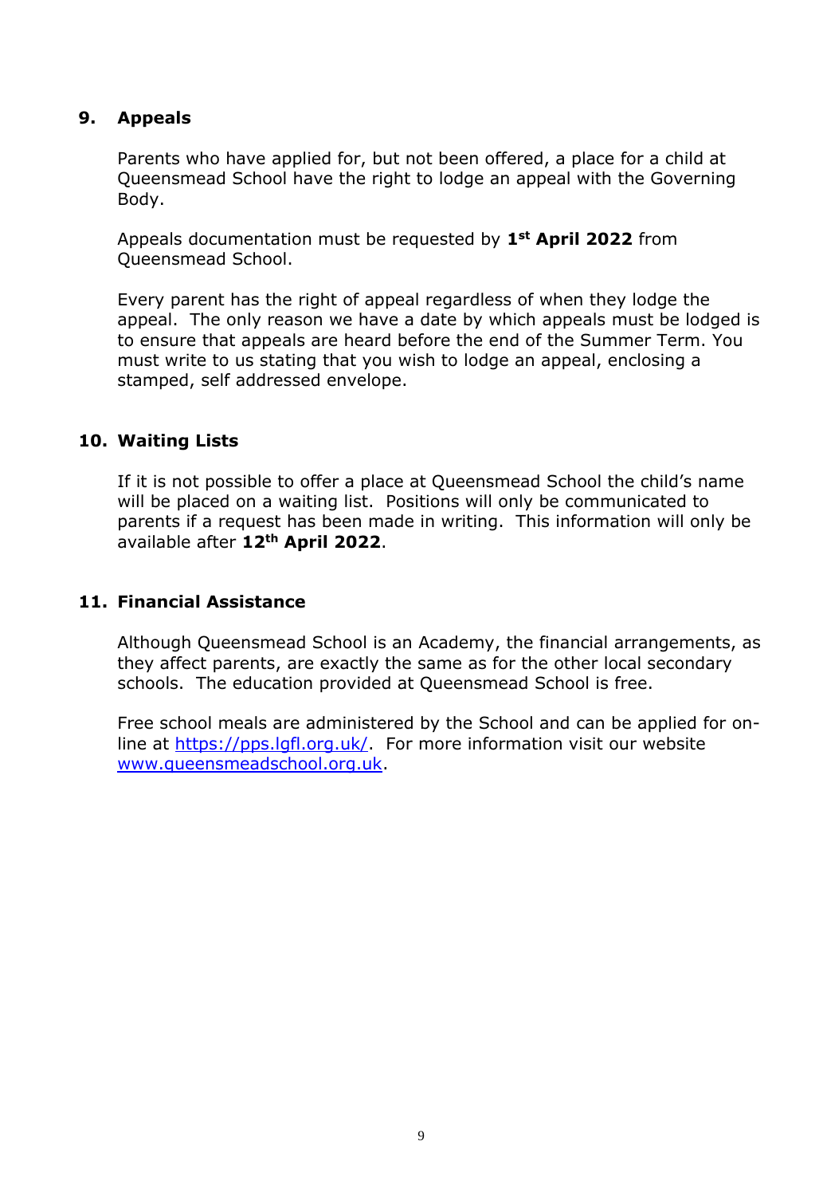## 9. Appeals

Parents who have applied for, but not been offered, a place for a child at Queensmead School have the right to lodge an appeal with the Governing Body.

Appeals documentation must be requested by **1st April 2022** from Queensmead School.

Every parent has the right of appeal regardless of when they lodge the appeal. The only reason we have a date by which appeals must be lodged is to ensure that appeals are heard before the end of the Summer Term. You must write to us stating that you wish to lodge an appeal, enclosing a stamped, self addressed envelope.

## 10. Waiting Lists

If it is not possible to offer a place at Queensmead School the child's name will be placed on a waiting list. Positions will only be communicated to parents if a request has been made in writing. This information will only be available after **12th April 2022**.

## 11. Financial Assistance

Although Queensmead School is an Academy, the financial arrangements, as they affect parents, are exactly the same as for the other local secondary schools. The education provided at Queensmead School is free.

Free school meals are administered by the School and can be applied for on-line at https://pps.lgfl.org.uk/. For more information visit our website www.queensmeadschool.org.uk.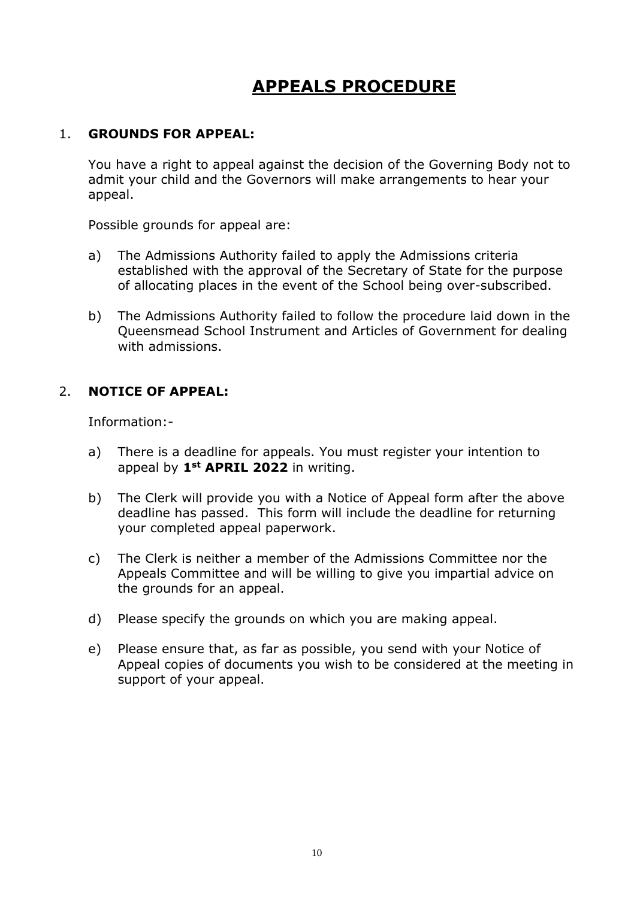# APPEALS PROCEDURE

1. **GROUNDS FOR APPEAL:**

   You have a right to appeal against the decision of the Governing Body not to admit your child and the Governors will make arrangements to hear your appeal.

   Possible grounds for appeal are:

   a) The Admissions Authority failed to apply the Admissions criteria established with the approval of the Secretary of State for the purpose of allocating places in the event of the School being over-subscribed.

   b) The Admissions Authority failed to follow the procedure laid down in the Queensmead School Instrument and Articles of Government for dealing with admissions.

2. **NOTICE OF APPEAL:**

   Information:-

   a) There is a deadline for appeals. You must register your intention to appeal by **1st APRIL 2022** in writing.

   b) The Clerk will provide you with a Notice of Appeal form after the above deadline has passed. This form will include the deadline for returning your completed appeal paperwork.

   c) The Clerk is neither a member of the Admissions Committee nor the Appeals Committee and will be willing to give you impartial advice on the grounds for an appeal.

   d) Please specify the grounds on which you are making appeal.

   e) Please ensure that, as far as possible, you send with your Notice of Appeal copies of documents you wish to be considered at the meeting in support of your appeal.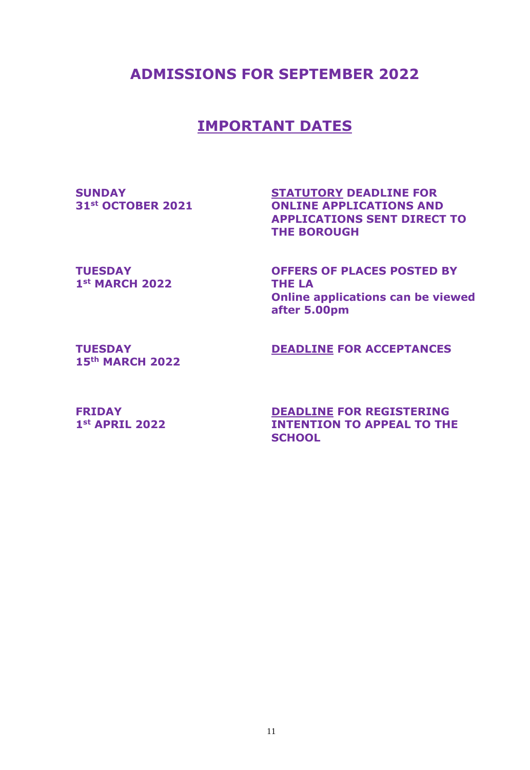# ADMISSIONS FOR SEPTEMBER 2022

## IMPORTANT DATES

| | |
|---|---|
| **SUNDAY 31st OCTOBER 2021** | **STATUTORY DEADLINE FOR ONLINE APPLICATIONS AND APPLICATIONS SENT DIRECT TO THE BOROUGH** |
| **TUESDAY 1st MARCH 2022** | **OFFERS OF PLACES POSTED BY THE LA** **Online applications can be viewed after 5.00pm** |
| **TUESDAY 15th MARCH 2022** | **DEADLINE FOR ACCEPTANCES** |
| **FRIDAY 1st APRIL 2022** | **DEADLINE FOR REGISTERING INTENTION TO APPEAL TO THE SCHOOL** |